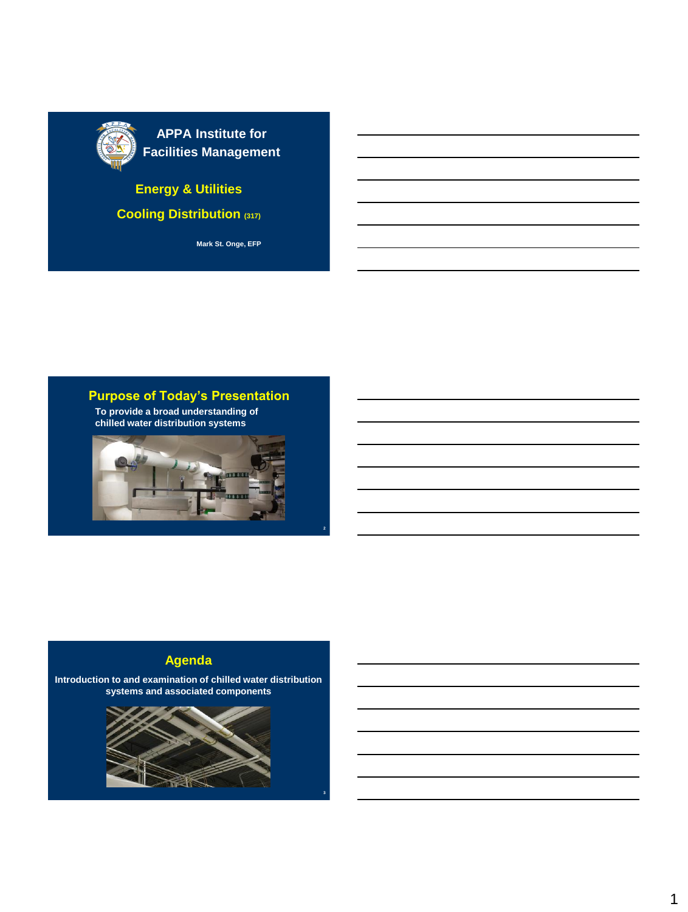# APPA Institute for Facilities Management

## Energy & Utilities

## Cooling Distribution (317)

Mark St. Onge, EFP

## Purpose of Today's Presentation

To provide a broad understanding of chilled water distribution systems

## Agenda

Introduction to and examination of chilled water distribution systems and associated components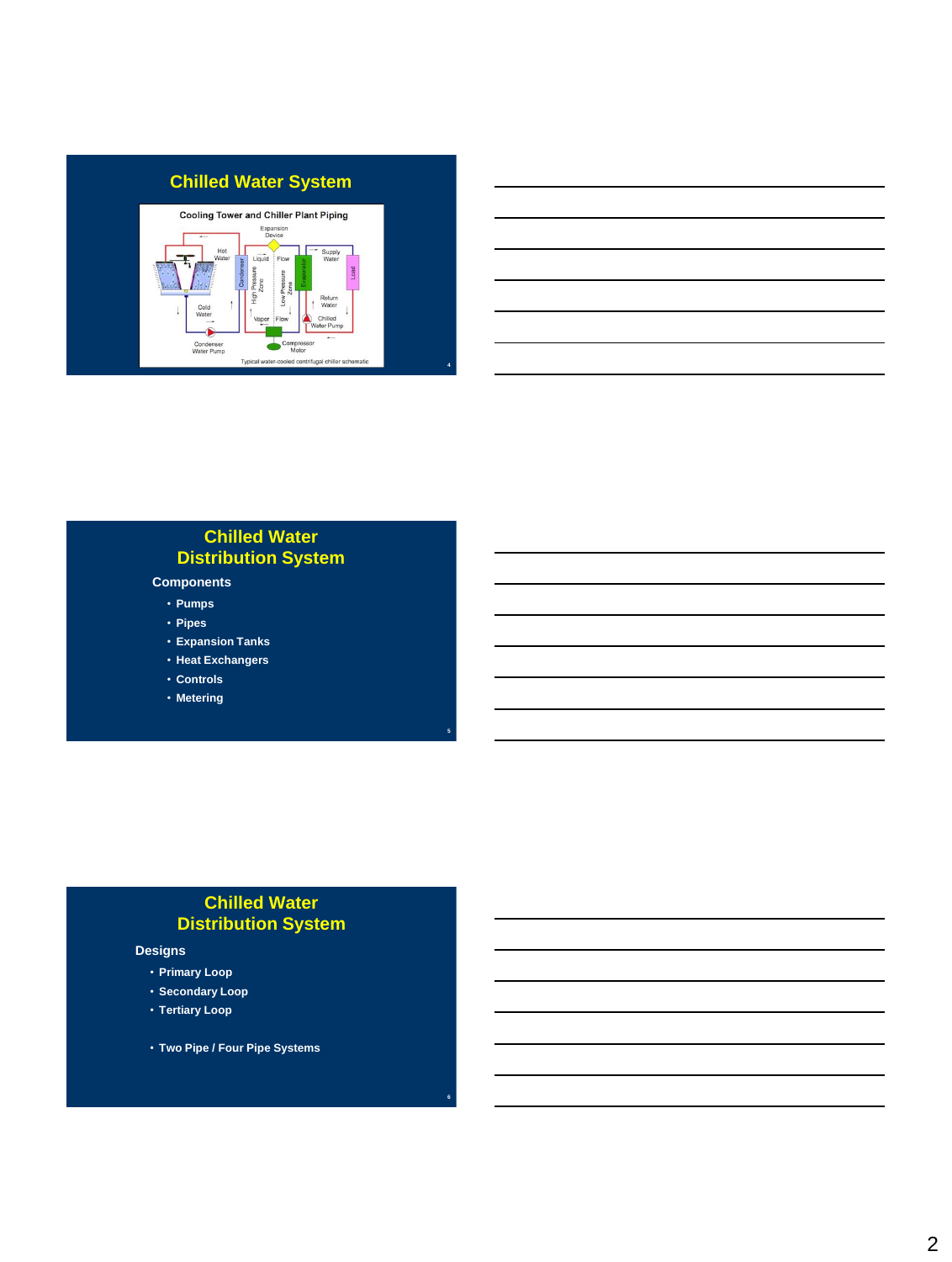## Chilled Water System

Cooling Tower and Chiller Plant Piping

Expansion Device
Hot Water
Liquid Flow
Supply Water
Condenser
High Pressure Zone
Low Pressure Zone
Evaporator
Load
Return Water
Cold Water
Vapor Flow
Chilled Water Pump
Condenser Water Pump
Compressor Motor

Typical water-cooled centrifugal chiller schematic

## Chilled Water Distribution System

**Components**

- Pumps
- Pipes
- Expansion Tanks
- Heat Exchangers
- Controls
- Metering

## Chilled Water Distribution System

**Designs**

- Primary Loop
- Secondary Loop
- Tertiary Loop

- Two Pipe / Four Pipe Systems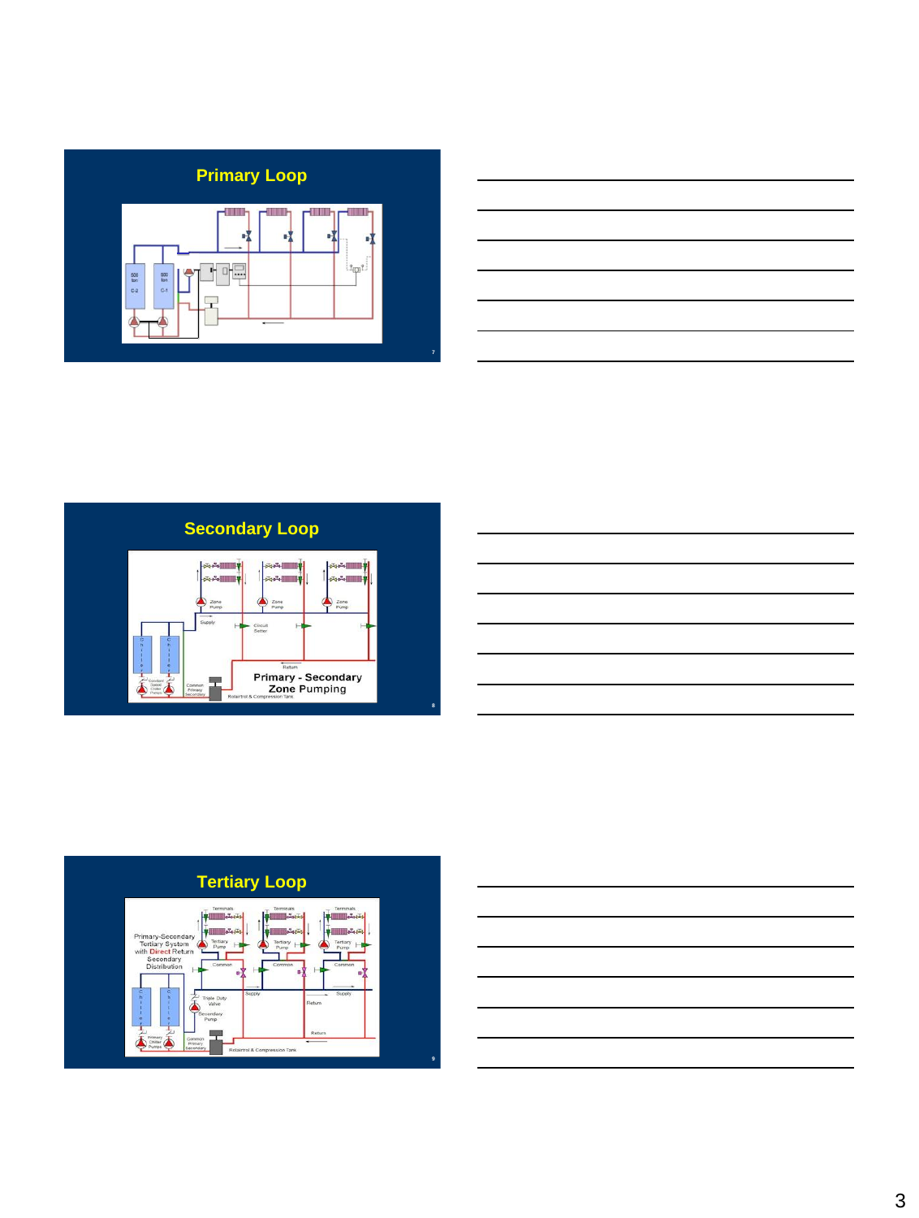## Primary Loop

500 ton
C-2

500 ton
C-1

## Secondary Loop

Zone Pump

Zone Pump

Zone Pump

Supply

Circuit Setter

Return

Chiller

Chiller

Constant Speed Chiller Pumps

Common Primary Secondary

Primary - Secondary Zone Pumping

Rolairtrol & Compression Tank

## Tertiary Loop

Primary-Secondary Tertiary System with Direct Return Secondary Distribution

Terminals

Terminals

Terminals

Tertiary Pump

Tertiary Pump

Tertiary Pump

Common

Common

Common

Supply

Supply

Triple Duty Valve

Secondary Pump

Return

Return

Chiller

Chiller

Primary Chiller Pumps

Common Primary Secondary

Rolairtrol & Compression Tank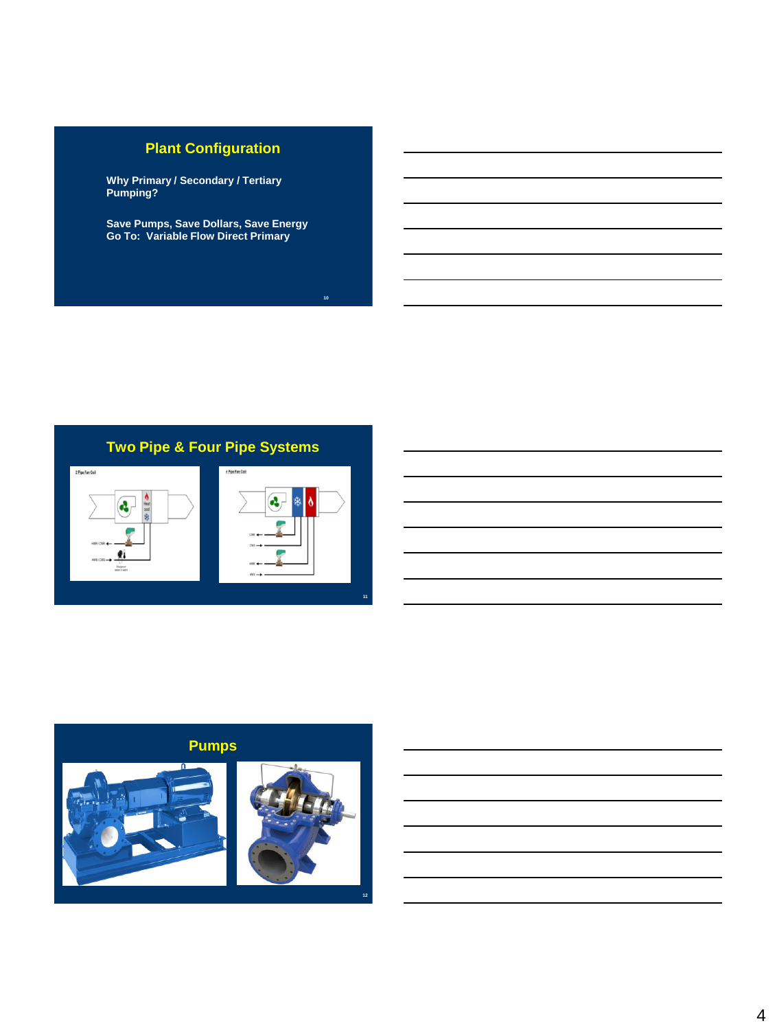## Plant Configuration

**Why Primary / Secondary / Tertiary Pumping?**

**Save Pumps, Save Dollars, Save Energy**
**Go To: Variable Flow Direct Primary**

## Two Pipe & Four Pipe Systems

## Pumps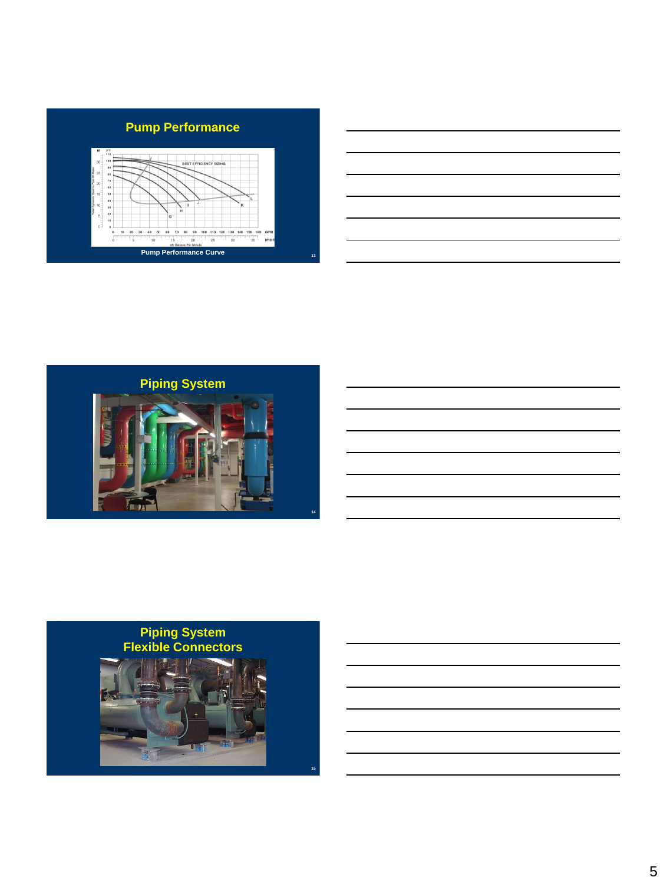## Pump Performance

M FT

Total Dynamic Head In Feet Of Water

BEST EFFICIENCY SIZING

G H I J K L

0 10 20 30 40 50 60 70 80 90 100 110 120 130 140 150 160 GPM

0 5 10 15 20 25 30 35 M³/HR

US Gallons Per Minute

Pump Performance Curve

## Piping System

## Piping System Flexible Connectors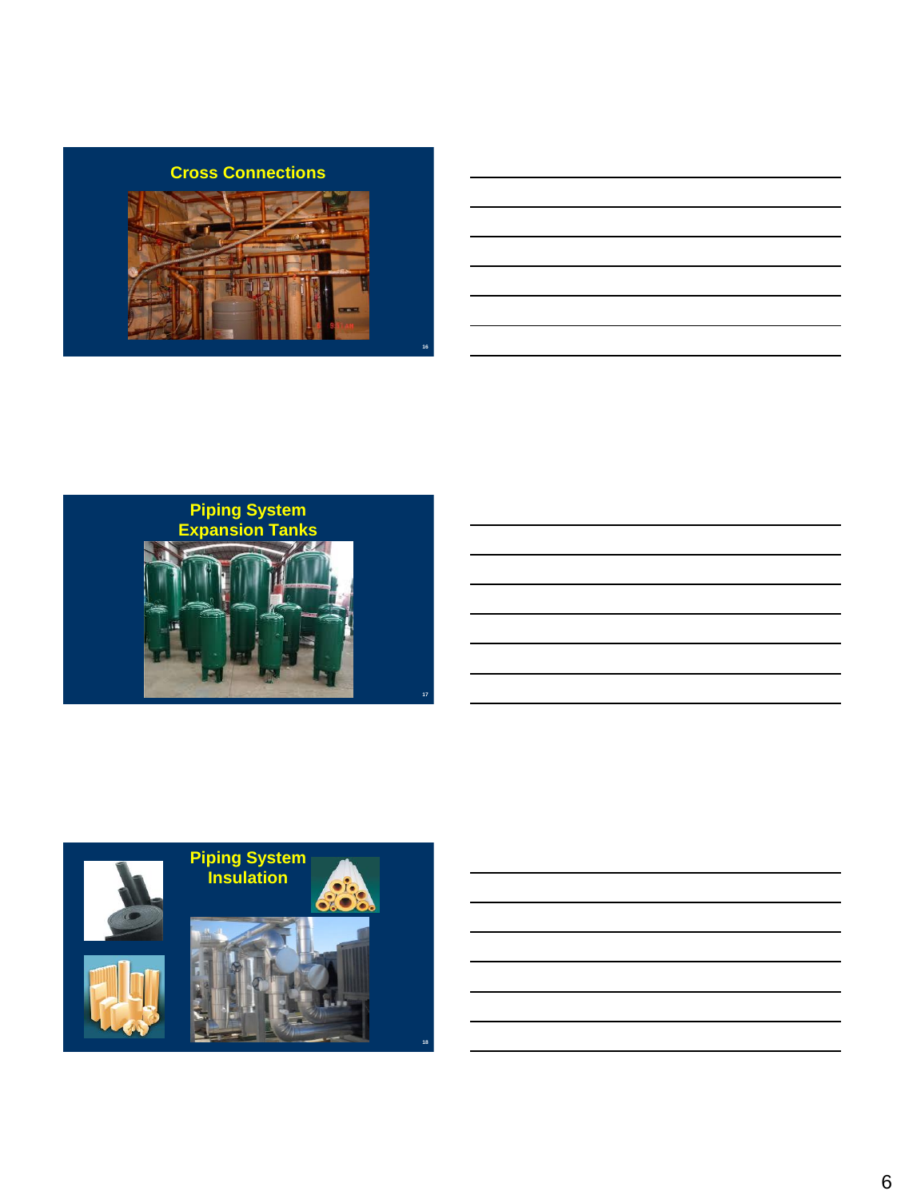## Cross Connections

## Piping System Expansion Tanks

## Piping System Insulation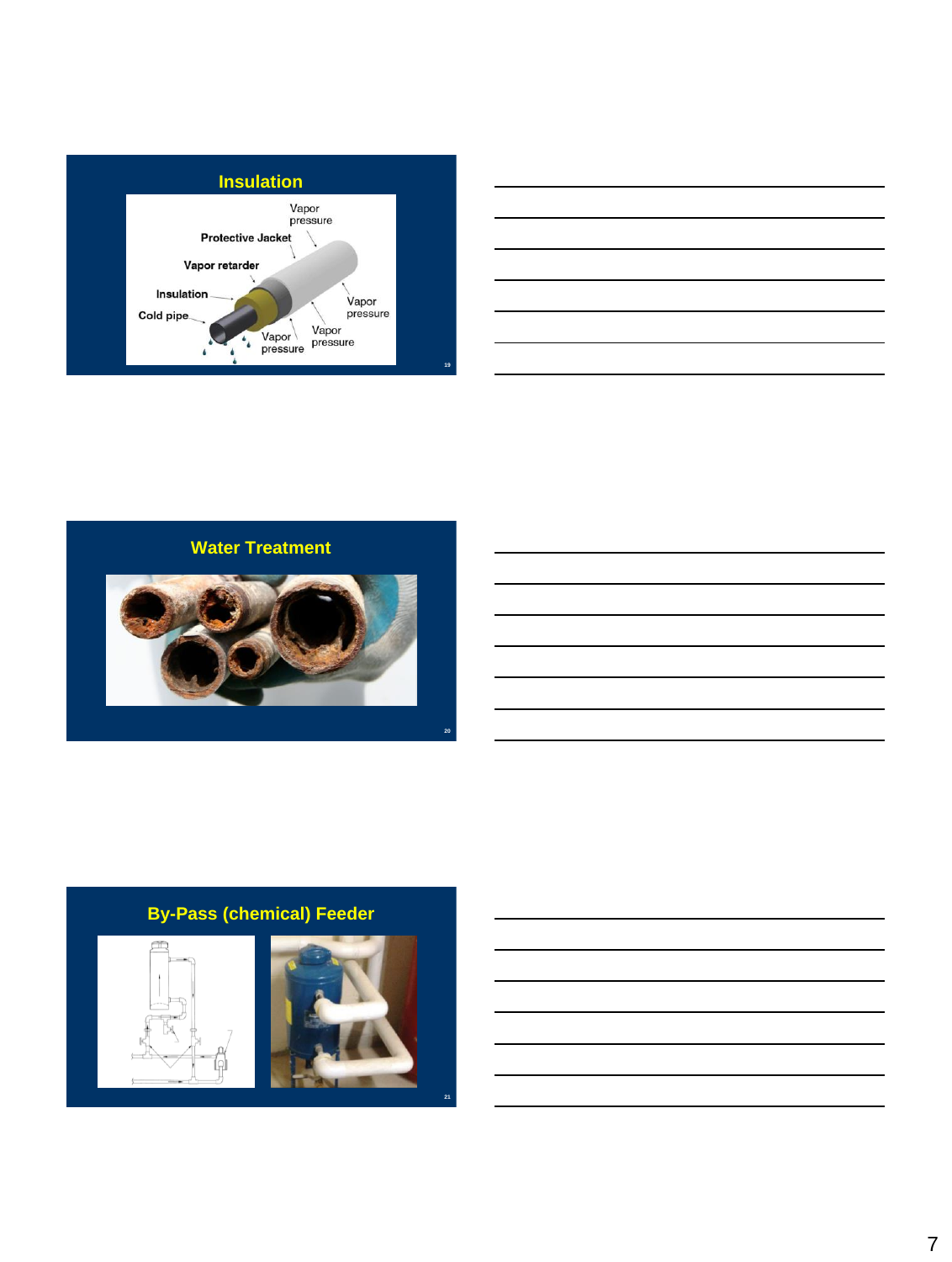## Insulation

Vapor pressure

Protective Jacket

Vapor retarder

Insulation

Cold pipe

Vapor pressure

Vapor pressure

Vapor pressure

## Water Treatment

## By-Pass (chemical) Feeder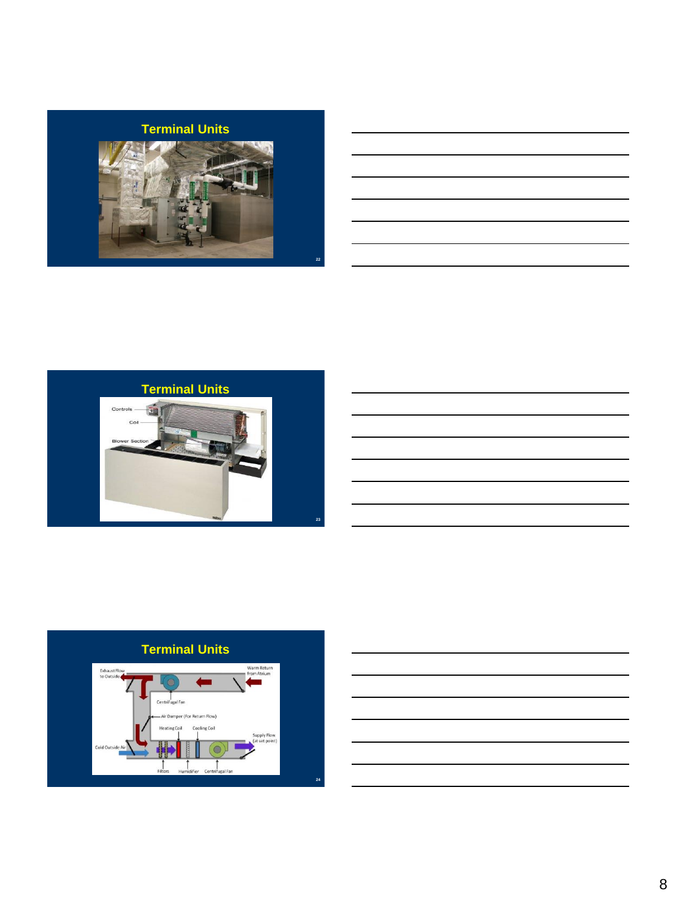## Terminal Units

## Terminal Units

Controls

Coil

Blower Section

## Terminal Units

Exhaust Flow to Outside

Warm Return from Atrium

Centrifugal Fan

Air Damper (For Return Flow)

Heating Coil

Cooling Coil

Supply Flow (at set point)

Cold Outside Air

Filters

Humidifier

Centrifugal Fan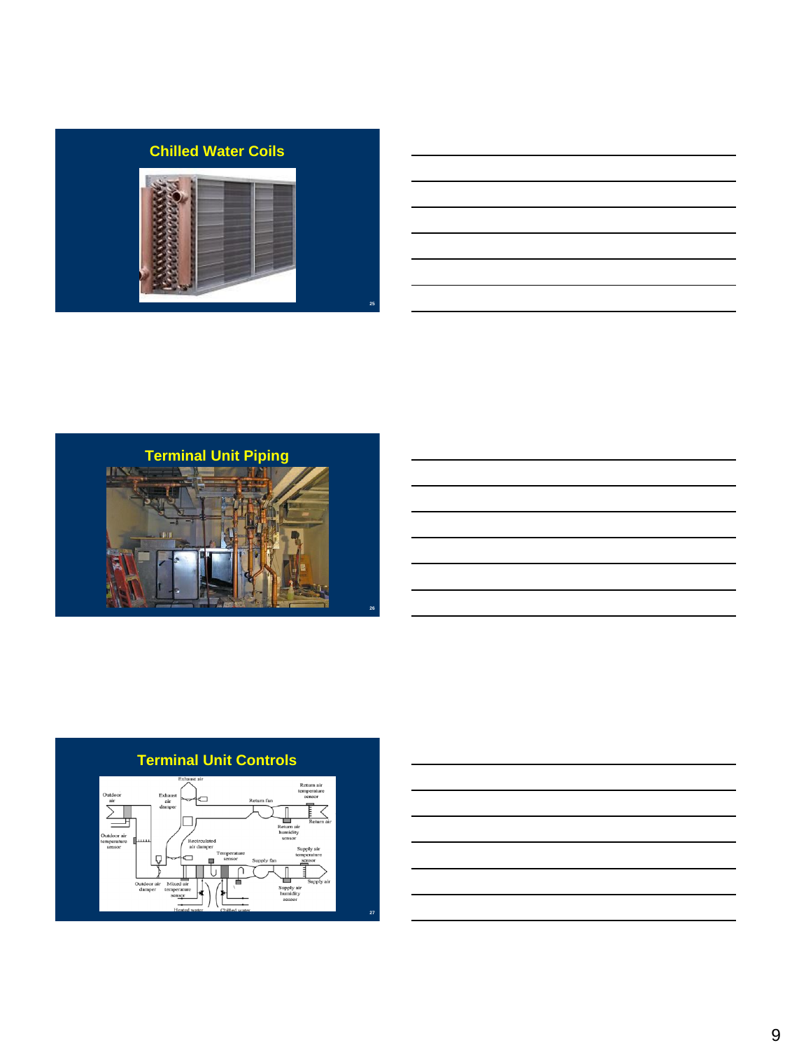## Chilled Water Coils

## Terminal Unit Piping

## Terminal Unit Controls

Exhaust air

Outdoor air

Exhaust air damper

Return air temperature sensor

Return fan

Return air

Return air humidity sensor

Outdoor air temperature sensor

Recirculated air damper

Temperature sensor

Supply fan

Supply air temperature sensor

Supply air

Outdoor air damper

Mixed air temperature sensor

Supply air humidity sensor

Heated water

Chilled water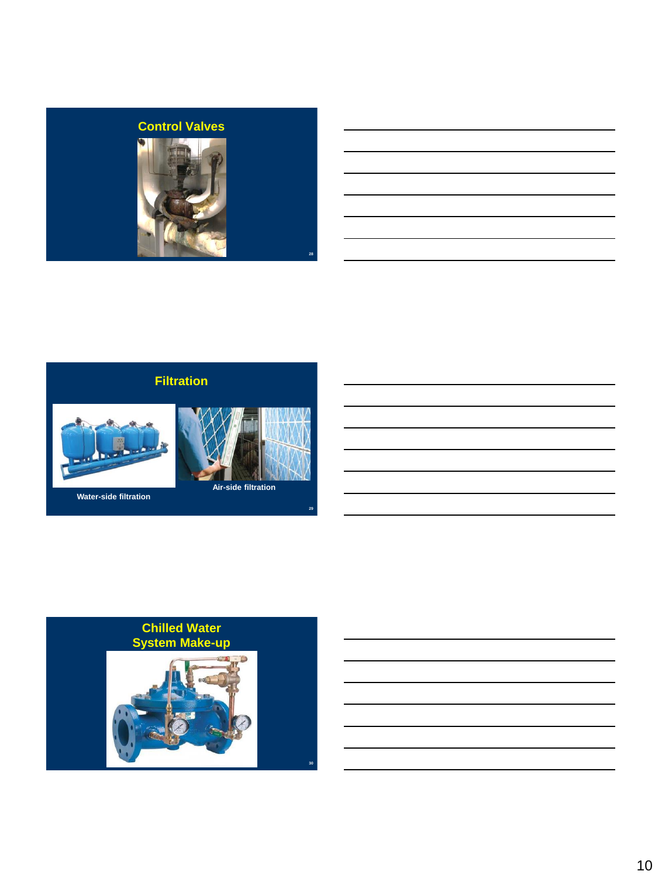## Control Valves

## Filtration

Water-side filtration

Air-side filtration

## Chilled Water System Make-up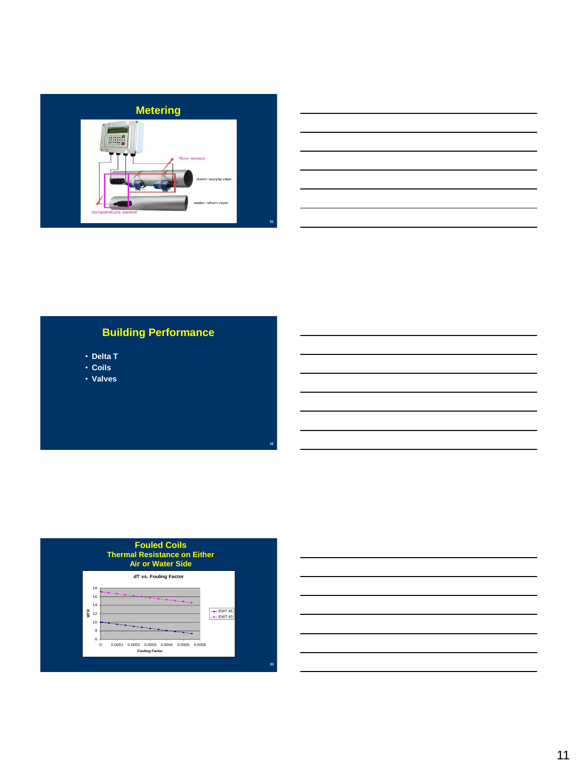## Metering

flow sensor

water supply pipe

water return pipe

temperature sensor

## Building Performance

- Delta T
- Coils
- Valves

## Fouled Coils
### Thermal Resistance on Either Air or Water Side

dT vs. Fouling Factor

18
16
14
12
10
8
6

WTR

0 0.0001 0.0002 0.0003 0.0004 0.0005 0.0006

Fouling Factor

EWT 45
EWT 40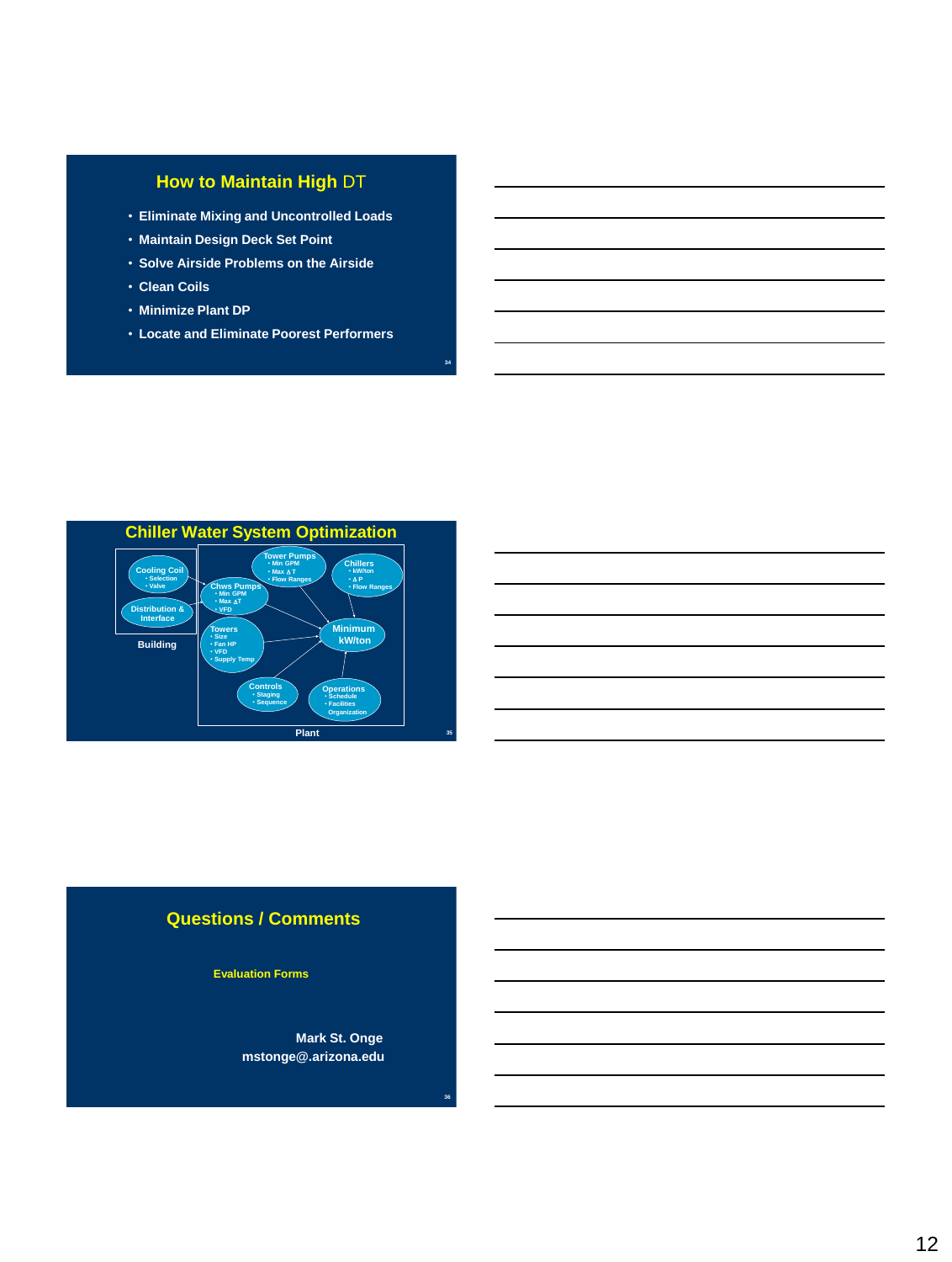## How to Maintain High DT

- Eliminate Mixing and Uncontrolled Loads
- Maintain Design Deck Set Point
- Solve Airside Problems on the Airside
- Clean Coils
- Minimize Plant DP
- Locate and Eliminate Poorest Performers

## Chiller Water System Optimization

Building

Cooling Coil
- Selection
- Valve

Distribution & Interface

Plant

Tower Pumps
- Min GPM
- Max Δ T
- Flow Ranges

Chillers
- kW/ton
- Δ P
- Flow Ranges

Chws Pumps
- Min GPM
- Max ΔT
- VFD

Towers
- Size
- Fan HP
- VFD
- Supply Temp

Minimum kW/ton

Controls
- Staging
- Sequence

Operations
- Schedule
- Facilities Organization

## Questions / Comments

Evaluation Forms

Mark St. Onge
mstonge@.arizona.edu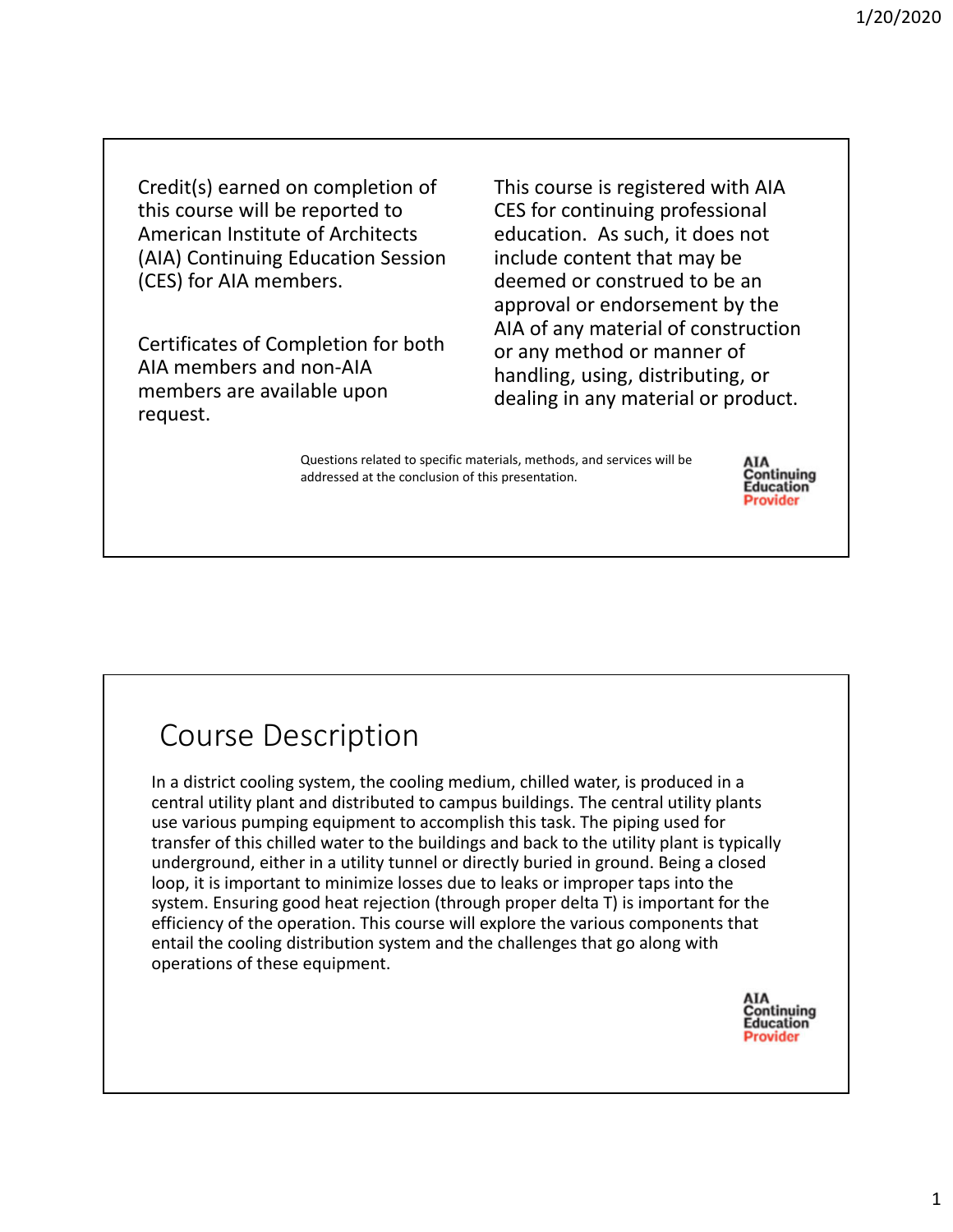Credit(s) earned on completion of this course will be reported to American Institute of Architects (AIA) Continuing Education Session (CES) for AIA members.

Certificates of Completion for both AIA members and non-AIA members are available upon request.

This course is registered with AIA CES for continuing professional education. As such, it does not include content that may be deemed or construed to be an approval or endorsement by the AIA of any material of construction or any method or manner of handling, using, distributing, or dealing in any material or product.

Questions related to specific materials, methods, and services will be addressed at the conclusion of this presentation.

AIA Continuing Education Provider

# Course Description

In a district cooling system, the cooling medium, chilled water, is produced in a central utility plant and distributed to campus buildings. The central utility plants use various pumping equipment to accomplish this task. The piping used for transfer of this chilled water to the buildings and back to the utility plant is typically underground, either in a utility tunnel or directly buried in ground. Being a closed loop, it is important to minimize losses due to leaks or improper taps into the system. Ensuring good heat rejection (through proper delta T) is important for the efficiency of the operation. This course will explore the various components that entail the cooling distribution system and the challenges that go along with operations of these equipment.

AIA Continuing Education Provider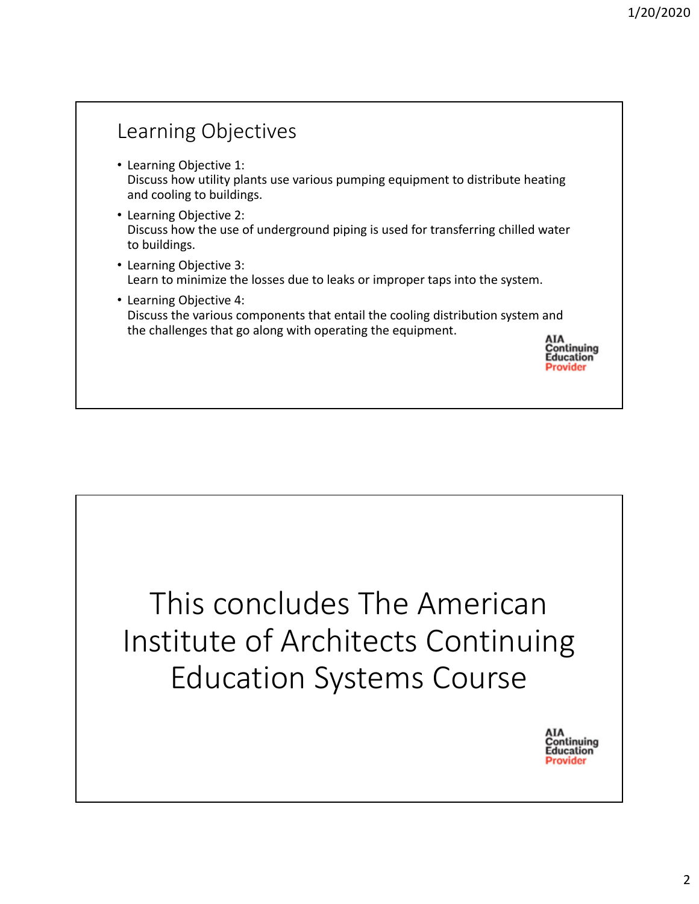## Learning Objectives

- Learning Objective 1:
  Discuss how utility plants use various pumping equipment to distribute heating and cooling to buildings.
- Learning Objective 2:
  Discuss how the use of underground piping is used for transferring chilled water to buildings.
- Learning Objective 3:
  Learn to minimize the losses due to leaks or improper taps into the system.
- Learning Objective 4:
  Discuss the various components that entail the cooling distribution system and the challenges that go along with operating the equipment.

AIA Continuing Education Provider

# This concludes The American Institute of Architects Continuing Education Systems Course

AIA Continuing Education Provider